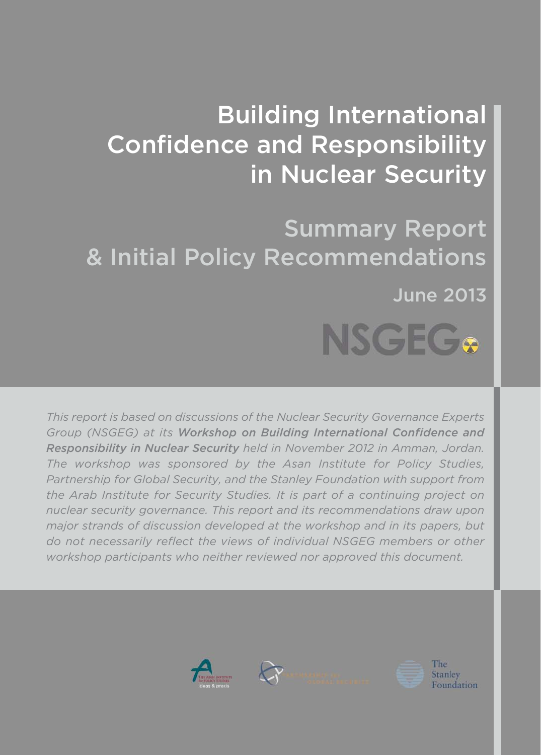# Building International Confidence and Responsibility in Nuclear Security

## Summary Report & Initial Policy Recommendations

June 2013

NSGEG

*This report is based on discussions of the Nuclear Security Governance Experts Group (NSGEG) at its* ***Workshop on Building International Confidence and Responsibility in Nuclear Security*** *held in November 2012 in Amman, Jordan. The workshop was sponsored by the Asan Institute for Policy Studies, Partnership for Global Security, and the Stanley Foundation with support from the Arab Institute for Security Studies. It is part of a continuing project on nuclear security governance. This report and its recommendations draw upon major strands of discussion developed at the workshop and in its papers, but do not necessarily reflect the views of individual NSGEG members or other workshop participants who neither reviewed nor approved this document.*

The Asan Institute for Policy Studies — ideas & praxis

Partnership for Global Security

The Stanley Foundation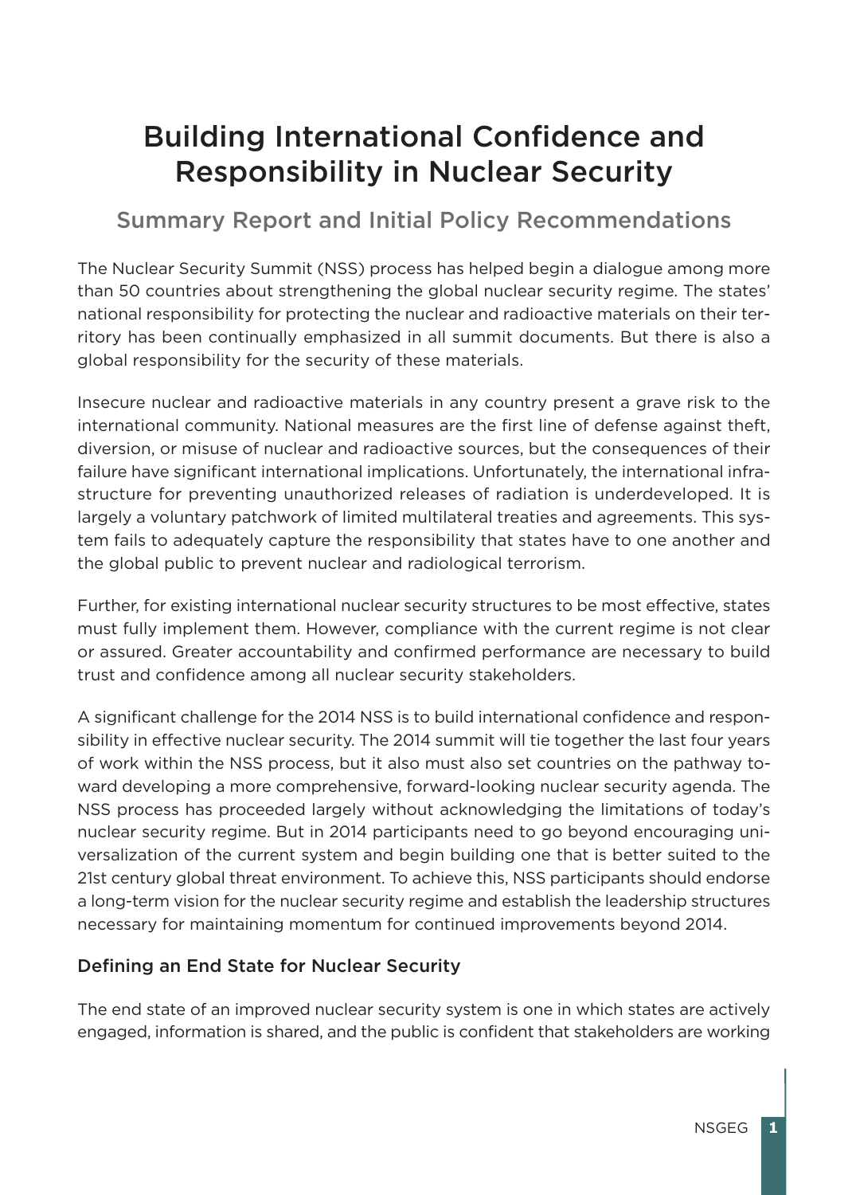# Building International Confidence and Responsibility in Nuclear Security

## Summary Report and Initial Policy Recommendations

The Nuclear Security Summit (NSS) process has helped begin a dialogue among more than 50 countries about strengthening the global nuclear security regime. The states' national responsibility for protecting the nuclear and radioactive materials on their territory has been continually emphasized in all summit documents. But there is also a global responsibility for the security of these materials.

Insecure nuclear and radioactive materials in any country present a grave risk to the international community. National measures are the first line of defense against theft, diversion, or misuse of nuclear and radioactive sources, but the consequences of their failure have significant international implications. Unfortunately, the international infrastructure for preventing unauthorized releases of radiation is underdeveloped. It is largely a voluntary patchwork of limited multilateral treaties and agreements. This system fails to adequately capture the responsibility that states have to one another and the global public to prevent nuclear and radiological terrorism.

Further, for existing international nuclear security structures to be most effective, states must fully implement them. However, compliance with the current regime is not clear or assured. Greater accountability and confirmed performance are necessary to build trust and confidence among all nuclear security stakeholders.

A significant challenge for the 2014 NSS is to build international confidence and responsibility in effective nuclear security. The 2014 summit will tie together the last four years of work within the NSS process, but it also must also set countries on the pathway toward developing a more comprehensive, forward-looking nuclear security agenda. The NSS process has proceeded largely without acknowledging the limitations of today's nuclear security regime. But in 2014 participants need to go beyond encouraging universalization of the current system and begin building one that is better suited to the 21st century global threat environment. To achieve this, NSS participants should endorse a long-term vision for the nuclear security regime and establish the leadership structures necessary for maintaining momentum for continued improvements beyond 2014.

### Defining an End State for Nuclear Security

The end state of an improved nuclear security system is one in which states are actively engaged, information is shared, and the public is confident that stakeholders are working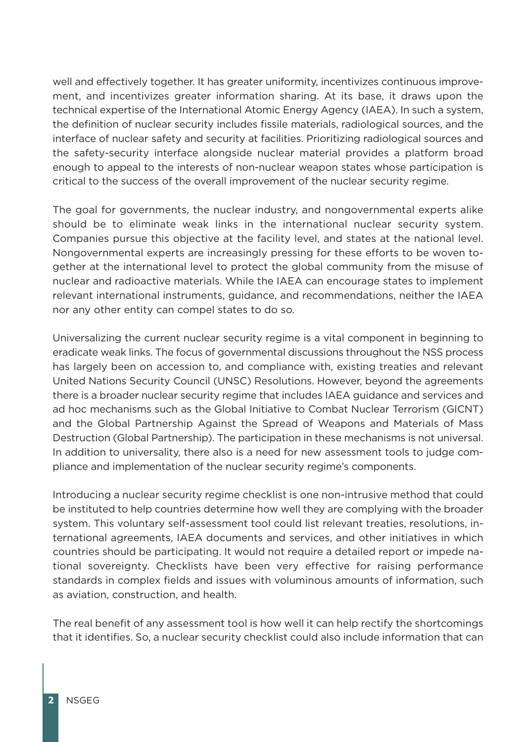well and effectively together. It has greater uniformity, incentivizes continuous improvement, and incentivizes greater information sharing. At its base, it draws upon the technical expertise of the International Atomic Energy Agency (IAEA). In such a system, the definition of nuclear security includes fissile materials, radiological sources, and the interface of nuclear safety and security at facilities. Prioritizing radiological sources and the safety-security interface alongside nuclear material provides a platform broad enough to appeal to the interests of non-nuclear weapon states whose participation is critical to the success of the overall improvement of the nuclear security regime.

The goal for governments, the nuclear industry, and nongovernmental experts alike should be to eliminate weak links in the international nuclear security system. Companies pursue this objective at the facility level, and states at the national level. Nongovernmental experts are increasingly pressing for these efforts to be woven together at the international level to protect the global community from the misuse of nuclear and radioactive materials. While the IAEA can encourage states to implement relevant international instruments, guidance, and recommendations, neither the IAEA nor any other entity can compel states to do so.

Universalizing the current nuclear security regime is a vital component in beginning to eradicate weak links. The focus of governmental discussions throughout the NSS process has largely been on accession to, and compliance with, existing treaties and relevant United Nations Security Council (UNSC) Resolutions. However, beyond the agreements there is a broader nuclear security regime that includes IAEA guidance and services and ad hoc mechanisms such as the Global Initiative to Combat Nuclear Terrorism (GICNT) and the Global Partnership Against the Spread of Weapons and Materials of Mass Destruction (Global Partnership). The participation in these mechanisms is not universal. In addition to universality, there also is a need for new assessment tools to judge compliance and implementation of the nuclear security regime's components.

Introducing a nuclear security regime checklist is one non-intrusive method that could be instituted to help countries determine how well they are complying with the broader system. This voluntary self-assessment tool could list relevant treaties, resolutions, international agreements, IAEA documents and services, and other initiatives in which countries should be participating. It would not require a detailed report or impede national sovereignty. Checklists have been very effective for raising performance standards in complex fields and issues with voluminous amounts of information, such as aviation, construction, and health.

The real benefit of any assessment tool is how well it can help rectify the shortcomings that it identifies. So, a nuclear security checklist could also include information that can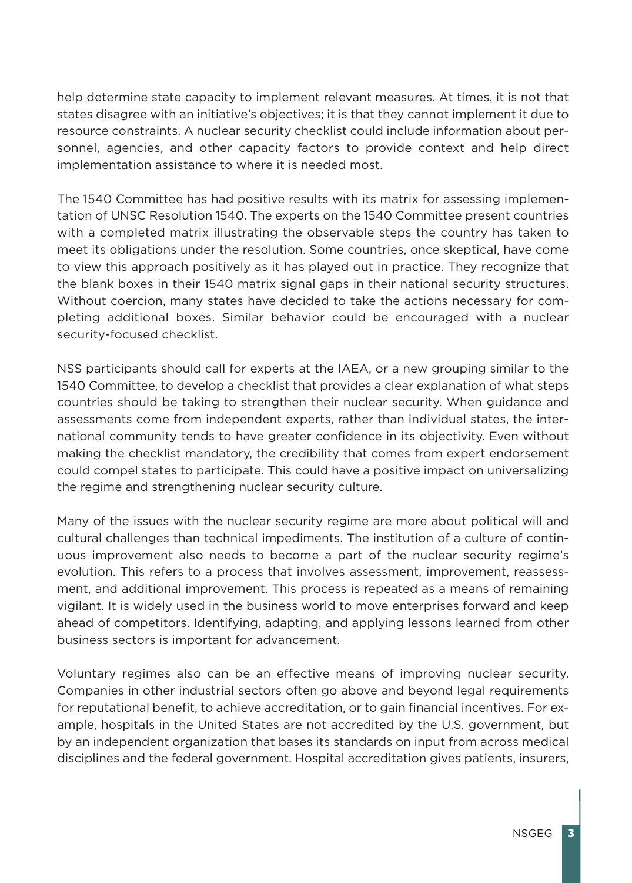help determine state capacity to implement relevant measures. At times, it is not that states disagree with an initiative's objectives; it is that they cannot implement it due to resource constraints. A nuclear security checklist could include information about personnel, agencies, and other capacity factors to provide context and help direct implementation assistance to where it is needed most.

The 1540 Committee has had positive results with its matrix for assessing implementation of UNSC Resolution 1540. The experts on the 1540 Committee present countries with a completed matrix illustrating the observable steps the country has taken to meet its obligations under the resolution. Some countries, once skeptical, have come to view this approach positively as it has played out in practice. They recognize that the blank boxes in their 1540 matrix signal gaps in their national security structures. Without coercion, many states have decided to take the actions necessary for completing additional boxes. Similar behavior could be encouraged with a nuclear security-focused checklist.

NSS participants should call for experts at the IAEA, or a new grouping similar to the 1540 Committee, to develop a checklist that provides a clear explanation of what steps countries should be taking to strengthen their nuclear security. When guidance and assessments come from independent experts, rather than individual states, the international community tends to have greater confidence in its objectivity. Even without making the checklist mandatory, the credibility that comes from expert endorsement could compel states to participate. This could have a positive impact on universalizing the regime and strengthening nuclear security culture.

Many of the issues with the nuclear security regime are more about political will and cultural challenges than technical impediments. The institution of a culture of continuous improvement also needs to become a part of the nuclear security regime's evolution. This refers to a process that involves assessment, improvement, reassessment, and additional improvement. This process is repeated as a means of remaining vigilant. It is widely used in the business world to move enterprises forward and keep ahead of competitors. Identifying, adapting, and applying lessons learned from other business sectors is important for advancement.

Voluntary regimes also can be an effective means of improving nuclear security. Companies in other industrial sectors often go above and beyond legal requirements for reputational benefit, to achieve accreditation, or to gain financial incentives. For example, hospitals in the United States are not accredited by the U.S. government, but by an independent organization that bases its standards on input from across medical disciplines and the federal government. Hospital accreditation gives patients, insurers,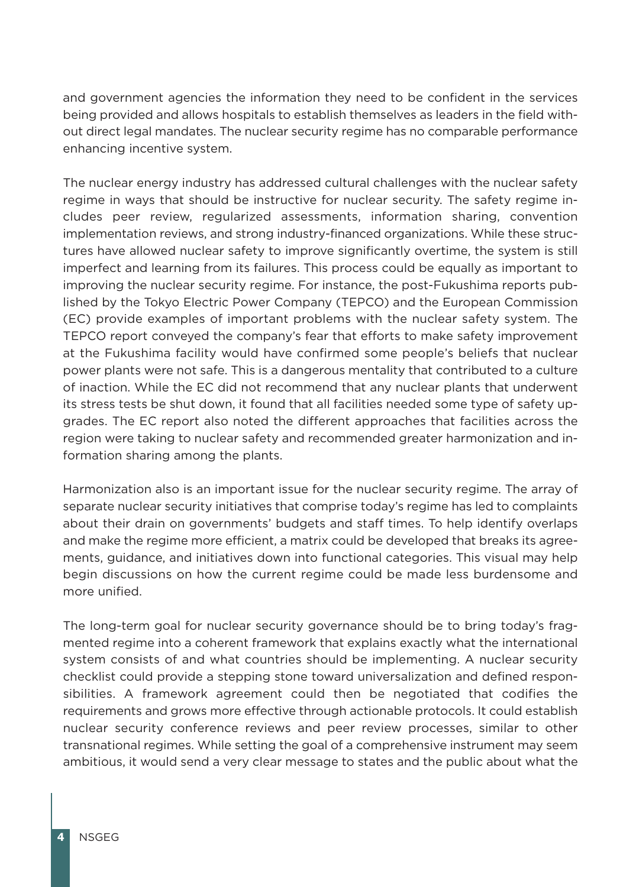and government agencies the information they need to be confident in the services being provided and allows hospitals to establish themselves as leaders in the field without direct legal mandates. The nuclear security regime has no comparable performance enhancing incentive system.

The nuclear energy industry has addressed cultural challenges with the nuclear safety regime in ways that should be instructive for nuclear security. The safety regime includes peer review, regularized assessments, information sharing, convention implementation reviews, and strong industry-financed organizations. While these structures have allowed nuclear safety to improve significantly overtime, the system is still imperfect and learning from its failures. This process could be equally as important to improving the nuclear security regime. For instance, the post-Fukushima reports published by the Tokyo Electric Power Company (TEPCO) and the European Commission (EC) provide examples of important problems with the nuclear safety system. The TEPCO report conveyed the company's fear that efforts to make safety improvement at the Fukushima facility would have confirmed some people's beliefs that nuclear power plants were not safe. This is a dangerous mentality that contributed to a culture of inaction. While the EC did not recommend that any nuclear plants that underwent its stress tests be shut down, it found that all facilities needed some type of safety upgrades. The EC report also noted the different approaches that facilities across the region were taking to nuclear safety and recommended greater harmonization and information sharing among the plants.

Harmonization also is an important issue for the nuclear security regime. The array of separate nuclear security initiatives that comprise today's regime has led to complaints about their drain on governments' budgets and staff times. To help identify overlaps and make the regime more efficient, a matrix could be developed that breaks its agreements, guidance, and initiatives down into functional categories. This visual may help begin discussions on how the current regime could be made less burdensome and more unified.

The long-term goal for nuclear security governance should be to bring today's fragmented regime into a coherent framework that explains exactly what the international system consists of and what countries should be implementing. A nuclear security checklist could provide a stepping stone toward universalization and defined responsibilities. A framework agreement could then be negotiated that codifies the requirements and grows more effective through actionable protocols. It could establish nuclear security conference reviews and peer review processes, similar to other transnational regimes. While setting the goal of a comprehensive instrument may seem ambitious, it would send a very clear message to states and the public about what the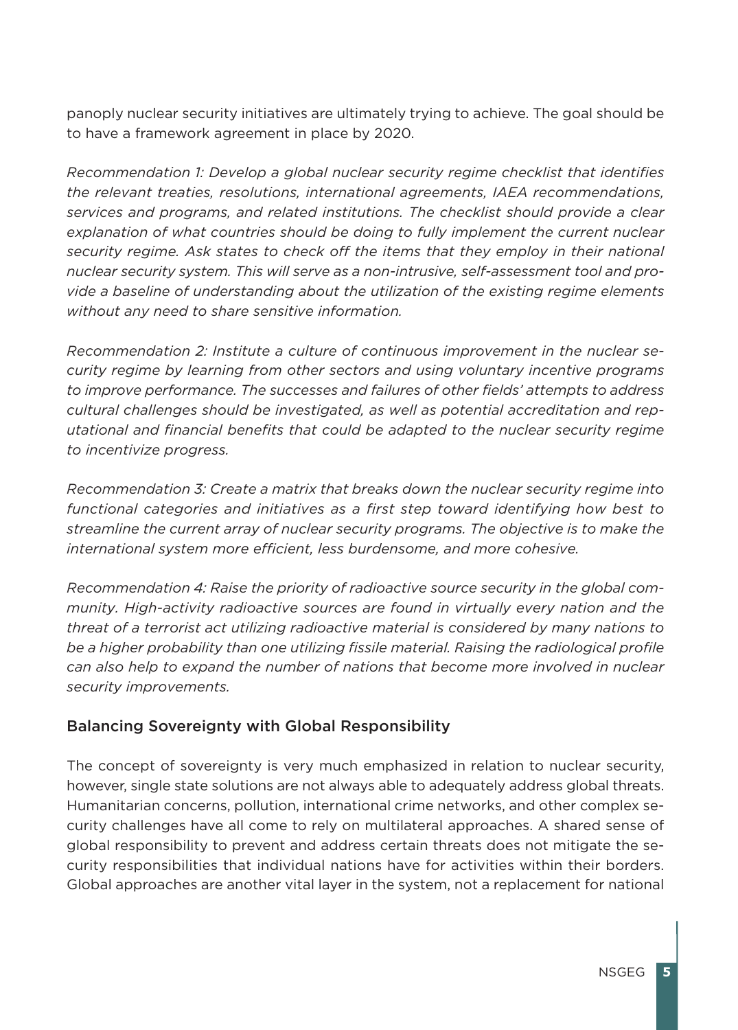panoply nuclear security initiatives are ultimately trying to achieve. The goal should be to have a framework agreement in place by 2020.

*Recommendation 1: Develop a global nuclear security regime checklist that identifies the relevant treaties, resolutions, international agreements, IAEA recommendations, services and programs, and related institutions. The checklist should provide a clear explanation of what countries should be doing to fully implement the current nuclear security regime. Ask states to check off the items that they employ in their national nuclear security system. This will serve as a non-intrusive, self-assessment tool and provide a baseline of understanding about the utilization of the existing regime elements without any need to share sensitive information.*

*Recommendation 2: Institute a culture of continuous improvement in the nuclear security regime by learning from other sectors and using voluntary incentive programs to improve performance. The successes and failures of other fields' attempts to address cultural challenges should be investigated, as well as potential accreditation and reputational and financial benefits that could be adapted to the nuclear security regime to incentivize progress.*

*Recommendation 3: Create a matrix that breaks down the nuclear security regime into functional categories and initiatives as a first step toward identifying how best to streamline the current array of nuclear security programs. The objective is to make the international system more efficient, less burdensome, and more cohesive.*

*Recommendation 4: Raise the priority of radioactive source security in the global community. High-activity radioactive sources are found in virtually every nation and the threat of a terrorist act utilizing radioactive material is considered by many nations to be a higher probability than one utilizing fissile material. Raising the radiological profile can also help to expand the number of nations that become more involved in nuclear security improvements.*

## Balancing Sovereignty with Global Responsibility

The concept of sovereignty is very much emphasized in relation to nuclear security, however, single state solutions are not always able to adequately address global threats. Humanitarian concerns, pollution, international crime networks, and other complex security challenges have all come to rely on multilateral approaches. A shared sense of global responsibility to prevent and address certain threats does not mitigate the security responsibilities that individual nations have for activities within their borders. Global approaches are another vital layer in the system, not a replacement for national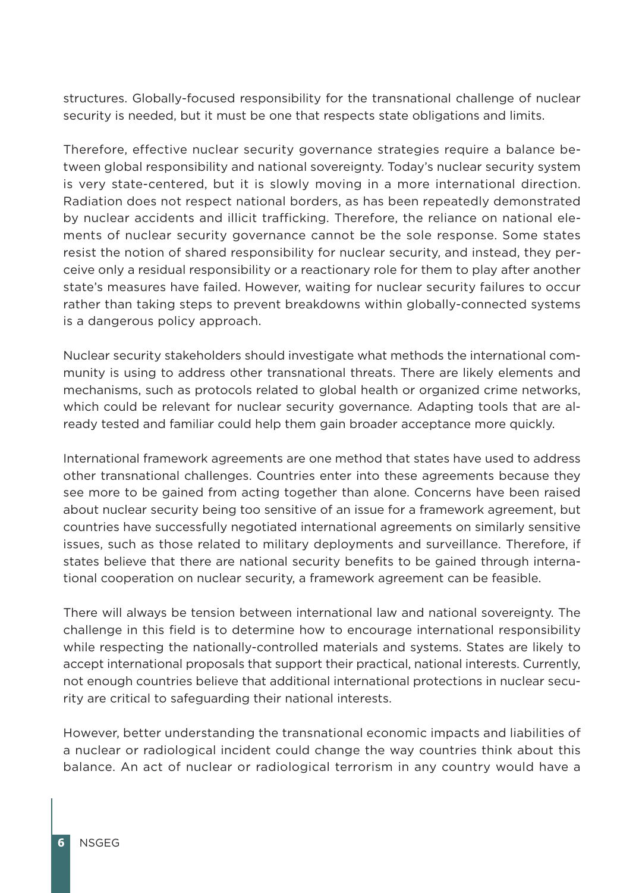structures. Globally-focused responsibility for the transnational challenge of nuclear security is needed, but it must be one that respects state obligations and limits.

Therefore, effective nuclear security governance strategies require a balance between global responsibility and national sovereignty. Today's nuclear security system is very state-centered, but it is slowly moving in a more international direction. Radiation does not respect national borders, as has been repeatedly demonstrated by nuclear accidents and illicit trafficking. Therefore, the reliance on national elements of nuclear security governance cannot be the sole response. Some states resist the notion of shared responsibility for nuclear security, and instead, they perceive only a residual responsibility or a reactionary role for them to play after another state's measures have failed. However, waiting for nuclear security failures to occur rather than taking steps to prevent breakdowns within globally-connected systems is a dangerous policy approach.

Nuclear security stakeholders should investigate what methods the international community is using to address other transnational threats. There are likely elements and mechanisms, such as protocols related to global health or organized crime networks, which could be relevant for nuclear security governance. Adapting tools that are already tested and familiar could help them gain broader acceptance more quickly.

International framework agreements are one method that states have used to address other transnational challenges. Countries enter into these agreements because they see more to be gained from acting together than alone. Concerns have been raised about nuclear security being too sensitive of an issue for a framework agreement, but countries have successfully negotiated international agreements on similarly sensitive issues, such as those related to military deployments and surveillance. Therefore, if states believe that there are national security benefits to be gained through international cooperation on nuclear security, a framework agreement can be feasible.

There will always be tension between international law and national sovereignty. The challenge in this field is to determine how to encourage international responsibility while respecting the nationally-controlled materials and systems. States are likely to accept international proposals that support their practical, national interests. Currently, not enough countries believe that additional international protections in nuclear security are critical to safeguarding their national interests.

However, better understanding the transnational economic impacts and liabilities of a nuclear or radiological incident could change the way countries think about this balance. An act of nuclear or radiological terrorism in any country would have a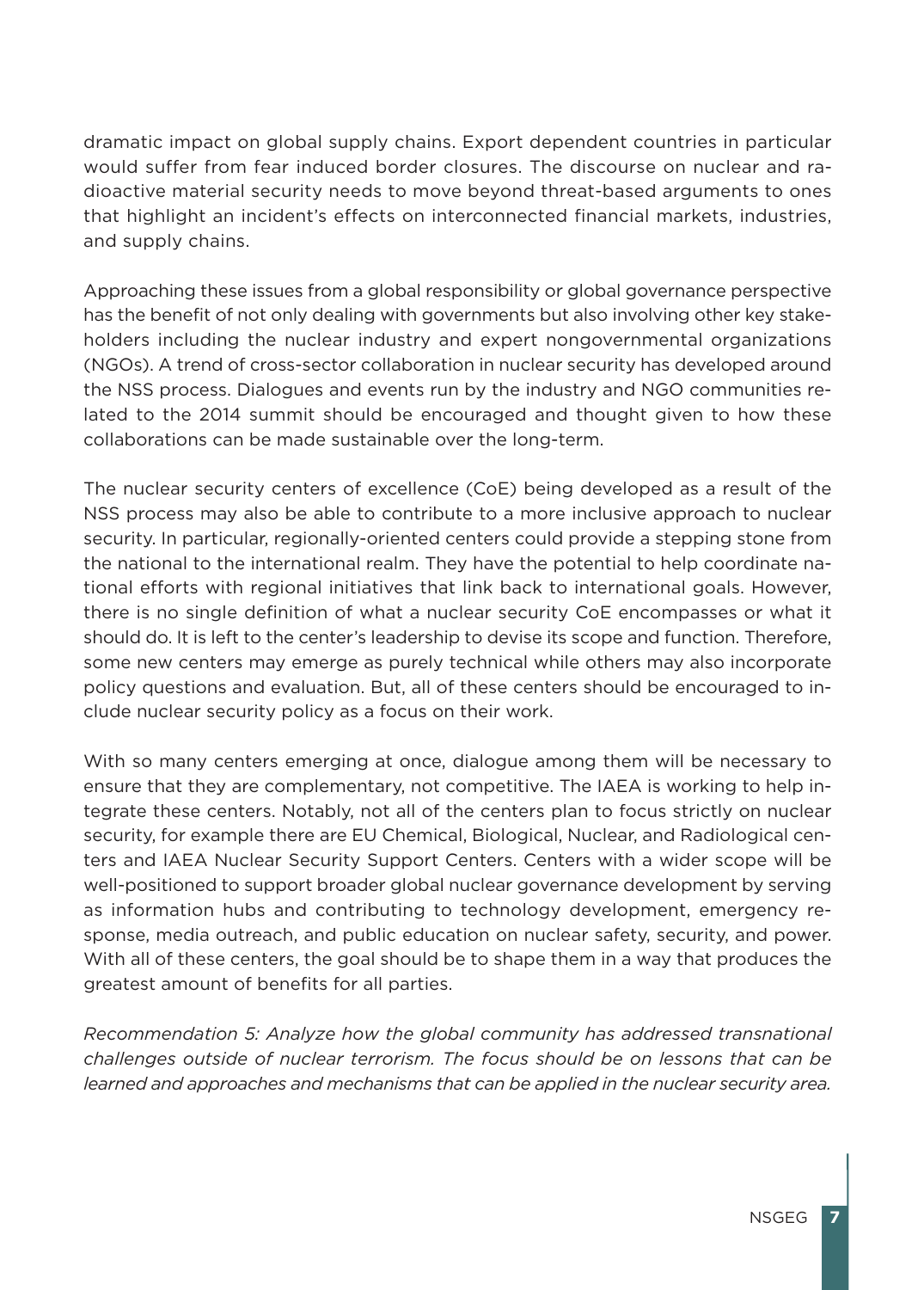dramatic impact on global supply chains. Export dependent countries in particular would suffer from fear induced border closures. The discourse on nuclear and radioactive material security needs to move beyond threat-based arguments to ones that highlight an incident's effects on interconnected financial markets, industries, and supply chains.

Approaching these issues from a global responsibility or global governance perspective has the benefit of not only dealing with governments but also involving other key stakeholders including the nuclear industry and expert nongovernmental organizations (NGOs). A trend of cross-sector collaboration in nuclear security has developed around the NSS process. Dialogues and events run by the industry and NGO communities related to the 2014 summit should be encouraged and thought given to how these collaborations can be made sustainable over the long-term.

The nuclear security centers of excellence (CoE) being developed as a result of the NSS process may also be able to contribute to a more inclusive approach to nuclear security. In particular, regionally-oriented centers could provide a stepping stone from the national to the international realm. They have the potential to help coordinate national efforts with regional initiatives that link back to international goals. However, there is no single definition of what a nuclear security CoE encompasses or what it should do. It is left to the center's leadership to devise its scope and function. Therefore, some new centers may emerge as purely technical while others may also incorporate policy questions and evaluation. But, all of these centers should be encouraged to include nuclear security policy as a focus on their work.

With so many centers emerging at once, dialogue among them will be necessary to ensure that they are complementary, not competitive. The IAEA is working to help integrate these centers. Notably, not all of the centers plan to focus strictly on nuclear security, for example there are EU Chemical, Biological, Nuclear, and Radiological centers and IAEA Nuclear Security Support Centers. Centers with a wider scope will be well-positioned to support broader global nuclear governance development by serving as information hubs and contributing to technology development, emergency response, media outreach, and public education on nuclear safety, security, and power. With all of these centers, the goal should be to shape them in a way that produces the greatest amount of benefits for all parties.

*Recommendation 5: Analyze how the global community has addressed transnational challenges outside of nuclear terrorism. The focus should be on lessons that can be learned and approaches and mechanisms that can be applied in the nuclear security area.*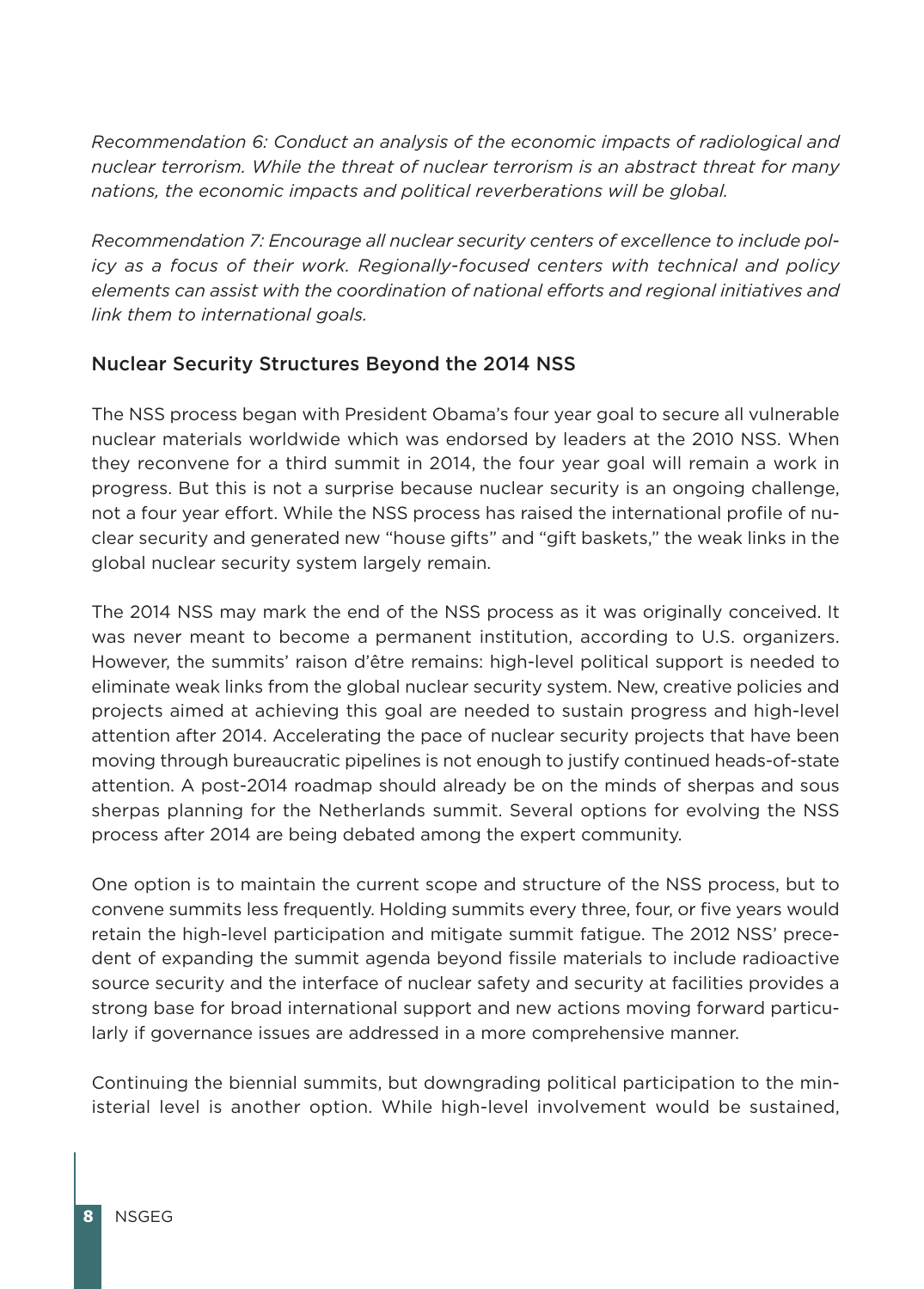*Recommendation 6: Conduct an analysis of the economic impacts of radiological and nuclear terrorism. While the threat of nuclear terrorism is an abstract threat for many nations, the economic impacts and political reverberations will be global.*

*Recommendation 7: Encourage all nuclear security centers of excellence to include policy as a focus of their work. Regionally-focused centers with technical and policy elements can assist with the coordination of national efforts and regional initiatives and link them to international goals.*

## Nuclear Security Structures Beyond the 2014 NSS

The NSS process began with President Obama's four year goal to secure all vulnerable nuclear materials worldwide which was endorsed by leaders at the 2010 NSS. When they reconvene for a third summit in 2014, the four year goal will remain a work in progress. But this is not a surprise because nuclear security is an ongoing challenge, not a four year effort. While the NSS process has raised the international profile of nuclear security and generated new "house gifts" and "gift baskets," the weak links in the global nuclear security system largely remain.

The 2014 NSS may mark the end of the NSS process as it was originally conceived. It was never meant to become a permanent institution, according to U.S. organizers. However, the summits' raison d'être remains: high-level political support is needed to eliminate weak links from the global nuclear security system. New, creative policies and projects aimed at achieving this goal are needed to sustain progress and high-level attention after 2014. Accelerating the pace of nuclear security projects that have been moving through bureaucratic pipelines is not enough to justify continued heads-of-state attention. A post-2014 roadmap should already be on the minds of sherpas and sous sherpas planning for the Netherlands summit. Several options for evolving the NSS process after 2014 are being debated among the expert community.

One option is to maintain the current scope and structure of the NSS process, but to convene summits less frequently. Holding summits every three, four, or five years would retain the high-level participation and mitigate summit fatigue. The 2012 NSS' precedent of expanding the summit agenda beyond fissile materials to include radioactive source security and the interface of nuclear safety and security at facilities provides a strong base for broad international support and new actions moving forward particularly if governance issues are addressed in a more comprehensive manner.

Continuing the biennial summits, but downgrading political participation to the ministerial level is another option. While high-level involvement would be sustained,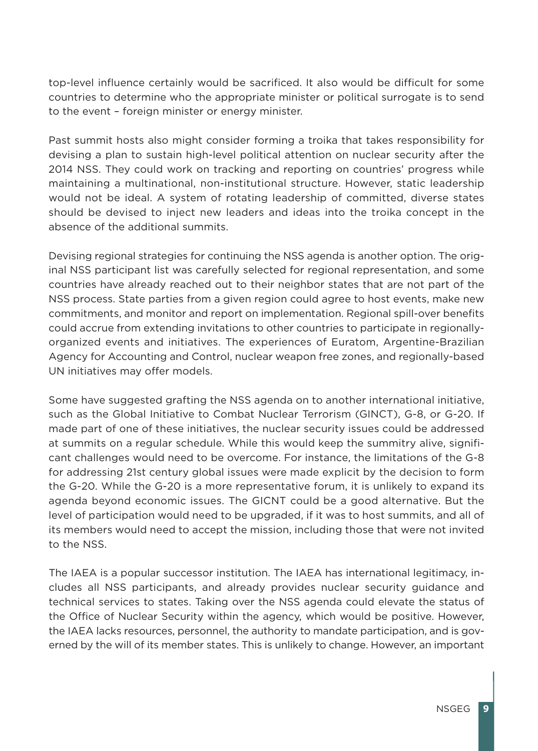top-level influence certainly would be sacrificed. It also would be difficult for some countries to determine who the appropriate minister or political surrogate is to send to the event – foreign minister or energy minister.

Past summit hosts also might consider forming a troika that takes responsibility for devising a plan to sustain high-level political attention on nuclear security after the 2014 NSS. They could work on tracking and reporting on countries' progress while maintaining a multinational, non-institutional structure. However, static leadership would not be ideal. A system of rotating leadership of committed, diverse states should be devised to inject new leaders and ideas into the troika concept in the absence of the additional summits.

Devising regional strategies for continuing the NSS agenda is another option. The original NSS participant list was carefully selected for regional representation, and some countries have already reached out to their neighbor states that are not part of the NSS process. State parties from a given region could agree to host events, make new commitments, and monitor and report on implementation. Regional spill-over benefits could accrue from extending invitations to other countries to participate in regionally-organized events and initiatives. The experiences of Euratom, Argentine-Brazilian Agency for Accounting and Control, nuclear weapon free zones, and regionally-based UN initiatives may offer models.

Some have suggested grafting the NSS agenda on to another international initiative, such as the Global Initiative to Combat Nuclear Terrorism (GINCT), G-8, or G-20. If made part of one of these initiatives, the nuclear security issues could be addressed at summits on a regular schedule. While this would keep the summitry alive, significant challenges would need to be overcome. For instance, the limitations of the G-8 for addressing 21st century global issues were made explicit by the decision to form the G-20. While the G-20 is a more representative forum, it is unlikely to expand its agenda beyond economic issues. The GICNT could be a good alternative. But the level of participation would need to be upgraded, if it was to host summits, and all of its members would need to accept the mission, including those that were not invited to the NSS.

The IAEA is a popular successor institution. The IAEA has international legitimacy, includes all NSS participants, and already provides nuclear security guidance and technical services to states. Taking over the NSS agenda could elevate the status of the Office of Nuclear Security within the agency, which would be positive. However, the IAEA lacks resources, personnel, the authority to mandate participation, and is governed by the will of its member states. This is unlikely to change. However, an important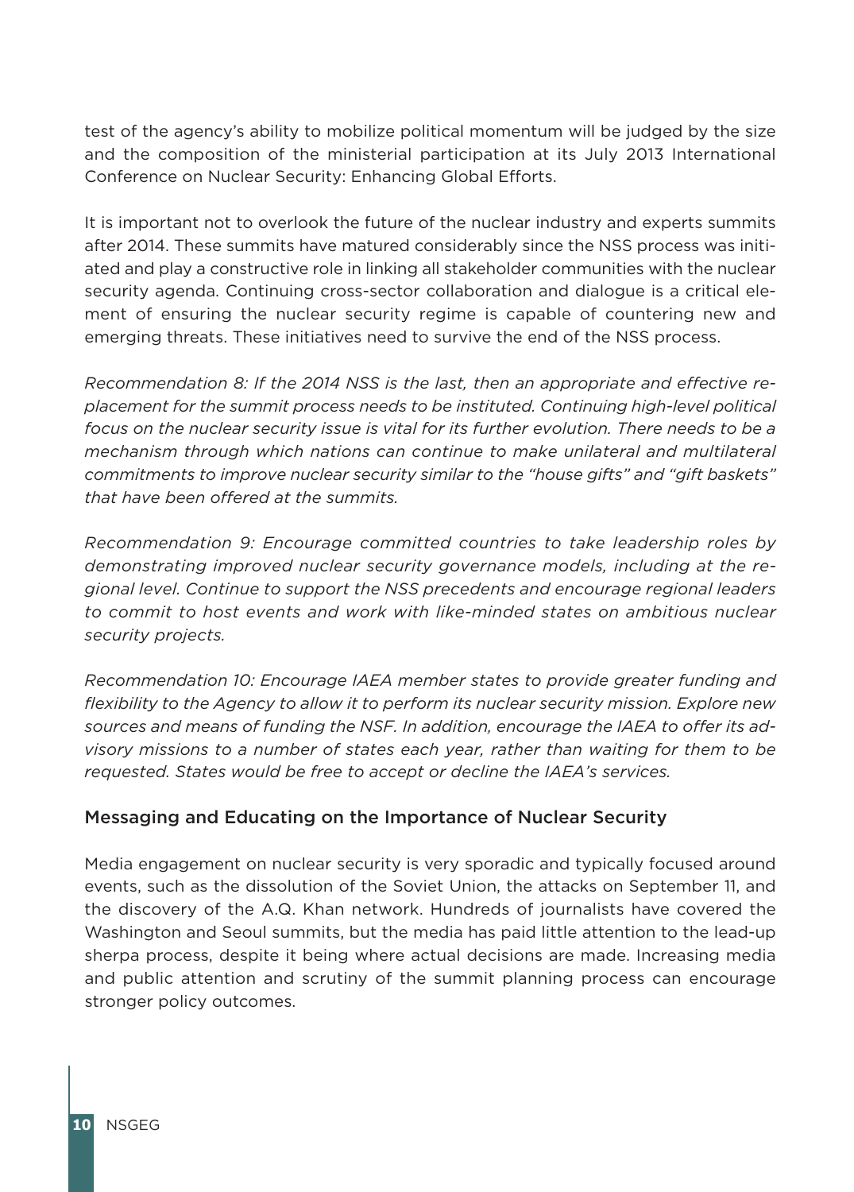test of the agency's ability to mobilize political momentum will be judged by the size and the composition of the ministerial participation at its July 2013 International Conference on Nuclear Security: Enhancing Global Efforts.

It is important not to overlook the future of the nuclear industry and experts summits after 2014. These summits have matured considerably since the NSS process was initiated and play a constructive role in linking all stakeholder communities with the nuclear security agenda. Continuing cross-sector collaboration and dialogue is a critical element of ensuring the nuclear security regime is capable of countering new and emerging threats. These initiatives need to survive the end of the NSS process.

*Recommendation 8: If the 2014 NSS is the last, then an appropriate and effective replacement for the summit process needs to be instituted. Continuing high-level political focus on the nuclear security issue is vital for its further evolution. There needs to be a mechanism through which nations can continue to make unilateral and multilateral commitments to improve nuclear security similar to the "house gifts" and "gift baskets" that have been offered at the summits.*

*Recommendation 9: Encourage committed countries to take leadership roles by demonstrating improved nuclear security governance models, including at the regional level. Continue to support the NSS precedents and encourage regional leaders to commit to host events and work with like-minded states on ambitious nuclear security projects.*

*Recommendation 10: Encourage IAEA member states to provide greater funding and flexibility to the Agency to allow it to perform its nuclear security mission. Explore new sources and means of funding the NSF. In addition, encourage the IAEA to offer its advisory missions to a number of states each year, rather than waiting for them to be requested. States would be free to accept or decline the IAEA's services.*

## Messaging and Educating on the Importance of Nuclear Security

Media engagement on nuclear security is very sporadic and typically focused around events, such as the dissolution of the Soviet Union, the attacks on September 11, and the discovery of the A.Q. Khan network. Hundreds of journalists have covered the Washington and Seoul summits, but the media has paid little attention to the lead-up sherpa process, despite it being where actual decisions are made. Increasing media and public attention and scrutiny of the summit planning process can encourage stronger policy outcomes.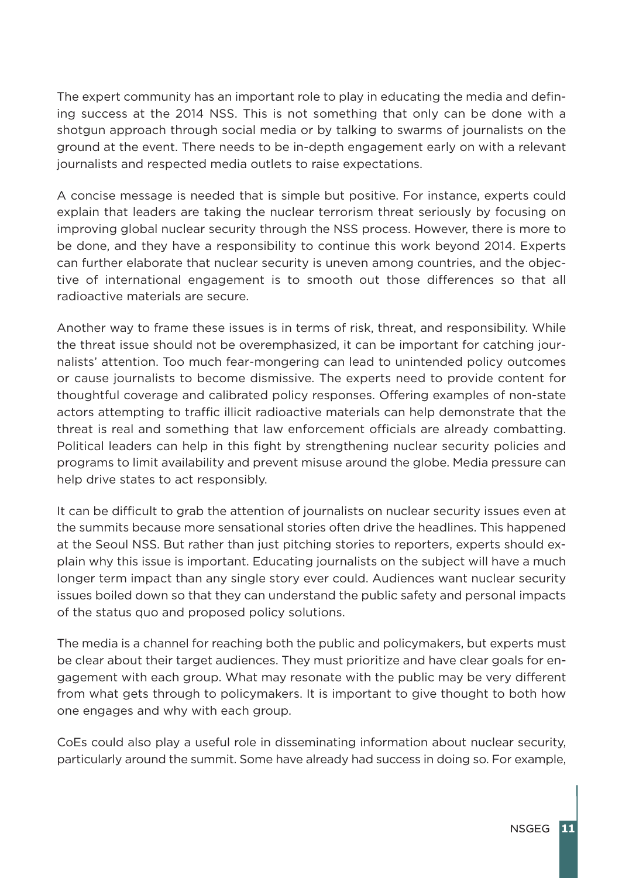The expert community has an important role to play in educating the media and defining success at the 2014 NSS. This is not something that only can be done with a shotgun approach through social media or by talking to swarms of journalists on the ground at the event. There needs to be in-depth engagement early on with a relevant journalists and respected media outlets to raise expectations.

A concise message is needed that is simple but positive. For instance, experts could explain that leaders are taking the nuclear terrorism threat seriously by focusing on improving global nuclear security through the NSS process. However, there is more to be done, and they have a responsibility to continue this work beyond 2014. Experts can further elaborate that nuclear security is uneven among countries, and the objective of international engagement is to smooth out those differences so that all radioactive materials are secure.

Another way to frame these issues is in terms of risk, threat, and responsibility. While the threat issue should not be overemphasized, it can be important for catching journalists' attention. Too much fear-mongering can lead to unintended policy outcomes or cause journalists to become dismissive. The experts need to provide content for thoughtful coverage and calibrated policy responses. Offering examples of non-state actors attempting to traffic illicit radioactive materials can help demonstrate that the threat is real and something that law enforcement officials are already combatting. Political leaders can help in this fight by strengthening nuclear security policies and programs to limit availability and prevent misuse around the globe. Media pressure can help drive states to act responsibly.

It can be difficult to grab the attention of journalists on nuclear security issues even at the summits because more sensational stories often drive the headlines. This happened at the Seoul NSS. But rather than just pitching stories to reporters, experts should explain why this issue is important. Educating journalists on the subject will have a much longer term impact than any single story ever could. Audiences want nuclear security issues boiled down so that they can understand the public safety and personal impacts of the status quo and proposed policy solutions.

The media is a channel for reaching both the public and policymakers, but experts must be clear about their target audiences. They must prioritize and have clear goals for engagement with each group. What may resonate with the public may be very different from what gets through to policymakers. It is important to give thought to both how one engages and why with each group.

CoEs could also play a useful role in disseminating information about nuclear security, particularly around the summit. Some have already had success in doing so. For example,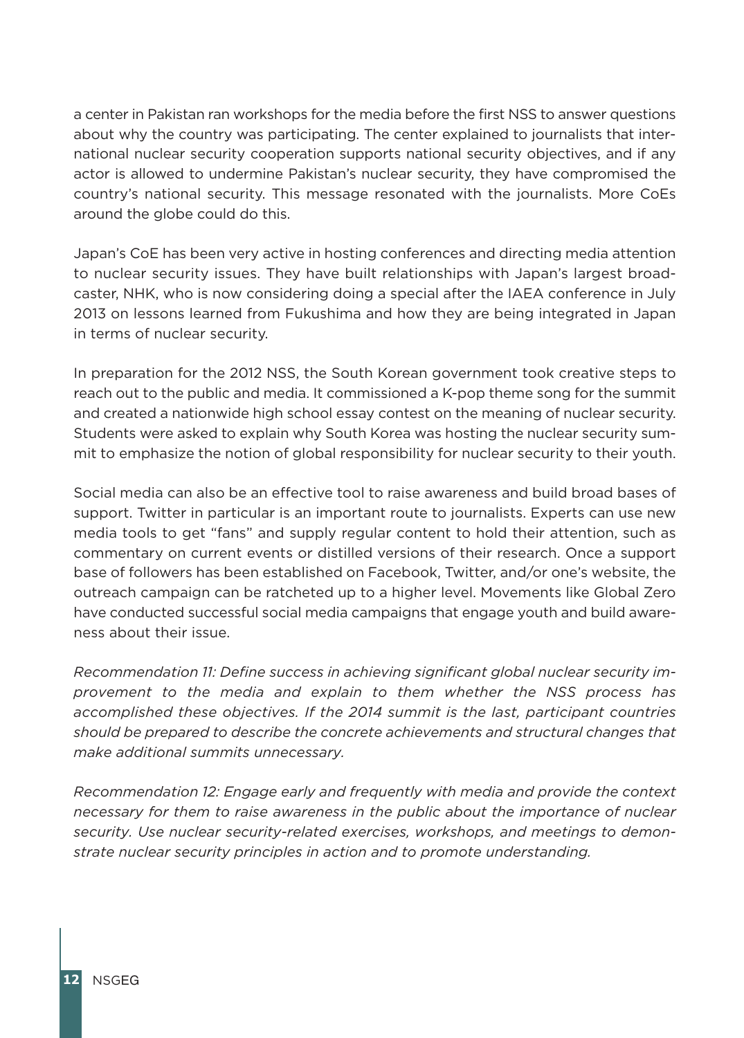a center in Pakistan ran workshops for the media before the first NSS to answer questions about why the country was participating. The center explained to journalists that international nuclear security cooperation supports national security objectives, and if any actor is allowed to undermine Pakistan's nuclear security, they have compromised the country's national security. This message resonated with the journalists. More CoEs around the globe could do this.

Japan's CoE has been very active in hosting conferences and directing media attention to nuclear security issues. They have built relationships with Japan's largest broadcaster, NHK, who is now considering doing a special after the IAEA conference in July 2013 on lessons learned from Fukushima and how they are being integrated in Japan in terms of nuclear security.

In preparation for the 2012 NSS, the South Korean government took creative steps to reach out to the public and media. It commissioned a K-pop theme song for the summit and created a nationwide high school essay contest on the meaning of nuclear security. Students were asked to explain why South Korea was hosting the nuclear security summit to emphasize the notion of global responsibility for nuclear security to their youth.

Social media can also be an effective tool to raise awareness and build broad bases of support. Twitter in particular is an important route to journalists. Experts can use new media tools to get "fans" and supply regular content to hold their attention, such as commentary on current events or distilled versions of their research. Once a support base of followers has been established on Facebook, Twitter, and/or one's website, the outreach campaign can be ratcheted up to a higher level. Movements like Global Zero have conducted successful social media campaigns that engage youth and build awareness about their issue.

*Recommendation 11: Define success in achieving significant global nuclear security improvement to the media and explain to them whether the NSS process has accomplished these objectives. If the 2014 summit is the last, participant countries should be prepared to describe the concrete achievements and structural changes that make additional summits unnecessary.*

*Recommendation 12: Engage early and frequently with media and provide the context necessary for them to raise awareness in the public about the importance of nuclear security. Use nuclear security-related exercises, workshops, and meetings to demonstrate nuclear security principles in action and to promote understanding.*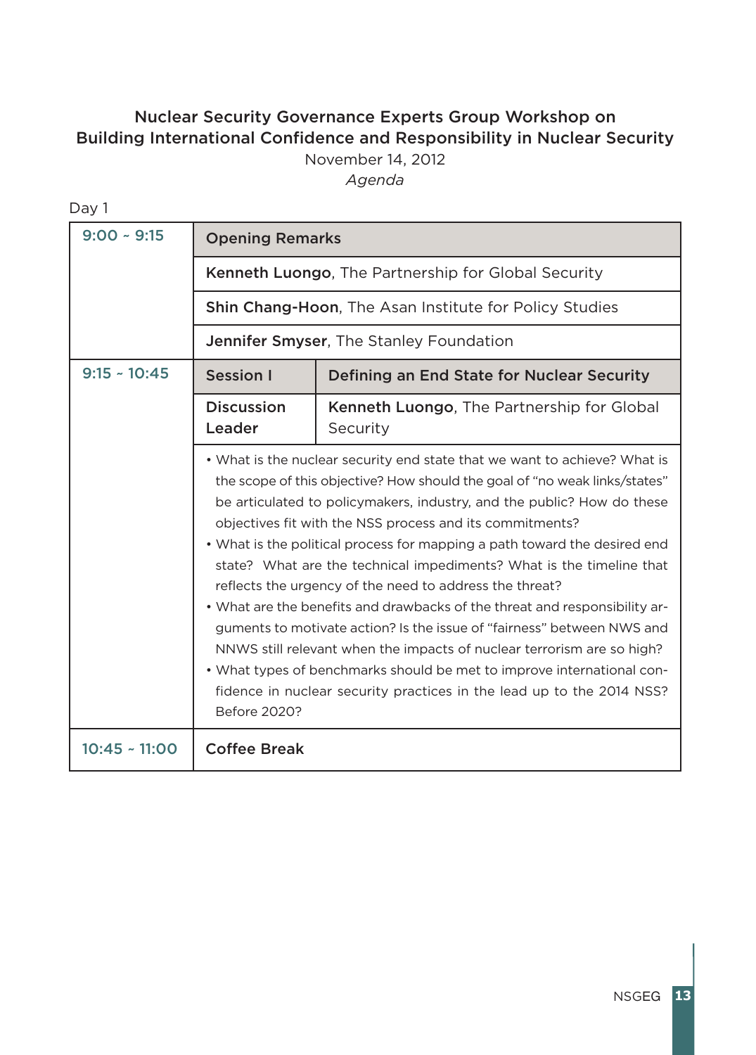## Nuclear Security Governance Experts Group Workshop on Building International Confidence and Responsibility in Nuclear Security

November 14, 2012

*Agenda*

Day 1

| Time | | |
|---|---|---|
| 9:00 ~ 9:15 | **Opening Remarks** | |
| | **Kenneth Luongo**, The Partnership for Global Security | |
| | **Shin Chang-Hoon**, The Asan Institute for Policy Studies | |
| | **Jennifer Smyser**, The Stanley Foundation | |
| 9:15 ~ 10:45 | **Session I** | **Defining an End State for Nuclear Security** |
| | **Discussion Leader** | **Kenneth Luongo**, The Partnership for Global Security |
| | • What is the nuclear security end state that we want to achieve? What is the scope of this objective? How should the goal of "no weak links/states" be articulated to policymakers, industry, and the public? How do these objectives fit with the NSS process and its commitments? • What is the political process for mapping a path toward the desired end state? What are the technical impediments? What is the timeline that reflects the urgency of the need to address the threat? • What are the benefits and drawbacks of the threat and responsibility arguments to motivate action? Is the issue of "fairness" between NWS and NNWS still relevant when the impacts of nuclear terrorism are so high? • What types of benchmarks should be met to improve international confidence in nuclear security practices in the lead up to the 2014 NSS? Before 2020? | |
| 10:45 ~ 11:00 | **Coffee Break** | |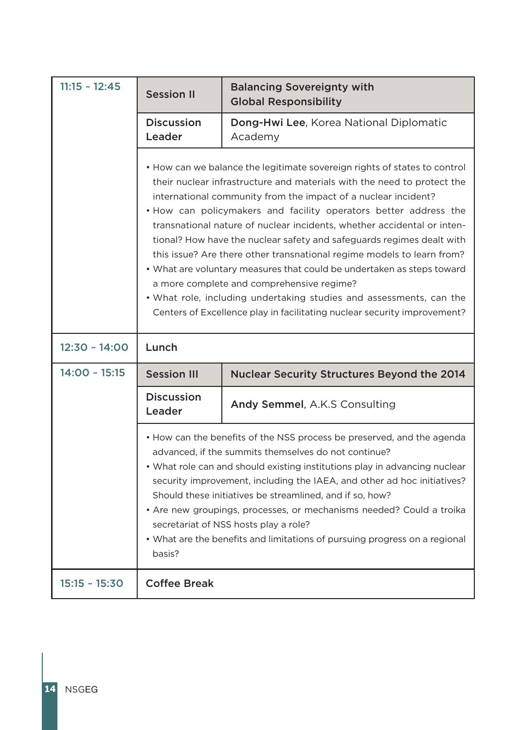| Time | | |
|---|---|---|
| 11:15 ~ 12:45 | **Session II** | **Balancing Sovereignty with Global Responsibility** |
| | **Discussion Leader** | **Dong-Hwi Lee**, Korea National Diplomatic Academy |
| | • How can we balance the legitimate sovereign rights of states to control their nuclear infrastructure and materials with the need to protect the international community from the impact of a nuclear incident?<br>• How can policymakers and facility operators better address the transnational nature of nuclear incidents, whether accidental or intentional? How have the nuclear safety and safeguards regimes dealt with this issue? Are there other transnational regime models to learn from?<br>• What are voluntary measures that could be undertaken as steps toward a more complete and comprehensive regime?<br>• What role, including undertaking studies and assessments, can the Centers of Excellence play in facilitating nuclear security improvement? | |
| 12:30 ~ 14:00 | **Lunch** | |
| 14:00 ~ 15:15 | **Session III** | **Nuclear Security Structures Beyond the 2014** |
| | **Discussion Leader** | **Andy Semmel**, A.K.S Consulting |
| | • How can the benefits of the NSS process be preserved, and the agenda advanced, if the summits themselves do not continue?<br>• What role can and should existing institutions play in advancing nuclear security improvement, including the IAEA, and other ad hoc initiatives? Should these initiatives be streamlined, and if so, how?<br>• Are new groupings, processes, or mechanisms needed? Could a troika secretariat of NSS hosts play a role?<br>• What are the benefits and limitations of pursuing progress on a regional basis? | |
| 15:15 ~ 15:30 | **Coffee Break** | |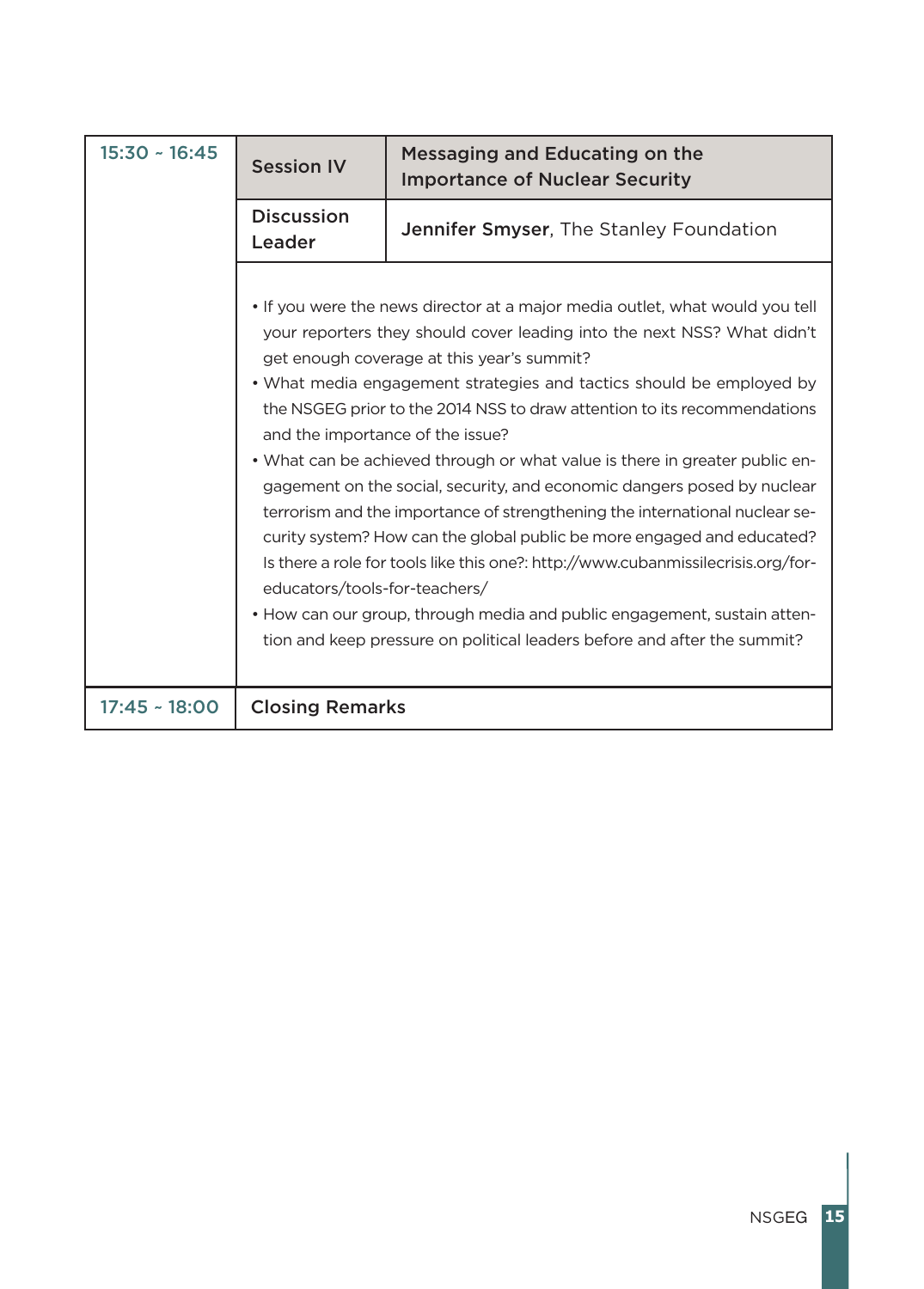| | | |
|---|---|---|
| 15:30 ~ 16:45 | **Session IV** | **Messaging and Educating on the Importance of Nuclear Security** |
| | **Discussion Leader** | **Jennifer Smyser**, The Stanley Foundation |
| | • If you were the news director at a major media outlet, what would you tell your reporters they should cover leading into the next NSS? What didn't get enough coverage at this year's summit?<br>• What media engagement strategies and tactics should be employed by the NSGEG prior to the 2014 NSS to draw attention to its recommendations and the importance of the issue?<br>• What can be achieved through or what value is there in greater public engagement on the social, security, and economic dangers posed by nuclear terrorism and the importance of strengthening the international nuclear security system? How can the global public be more engaged and educated? Is there a role for tools like this one?: http://www.cubanmissilecrisis.org/for-educators/tools-for-teachers/<br>• How can our group, through media and public engagement, sustain attention and keep pressure on political leaders before and after the summit? | |
| 17:45 ~ 18:00 | **Closing Remarks** | |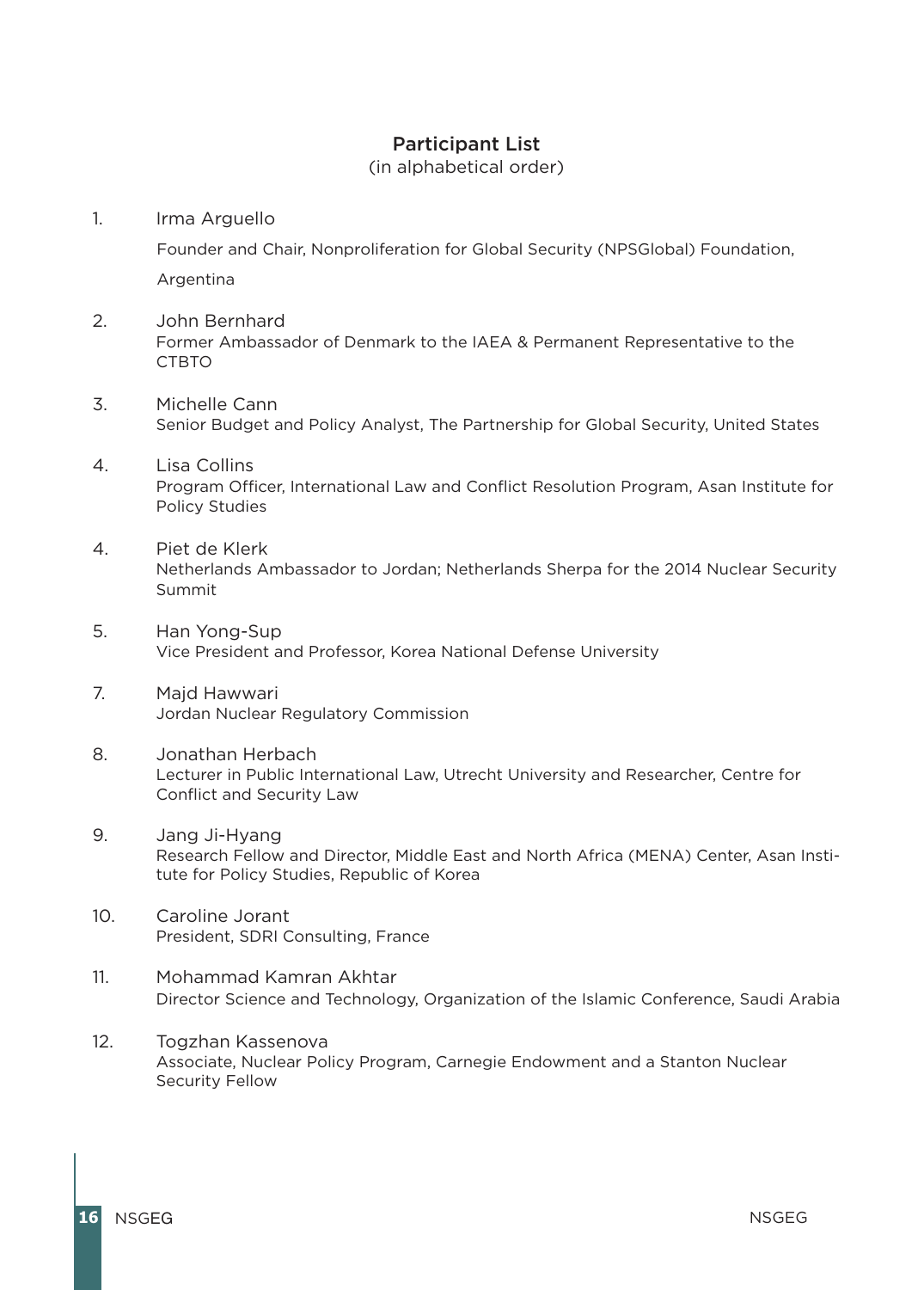## Participant List

(in alphabetical order)

1. Irma Arguello

   Founder and Chair, Nonproliferation for Global Security (NPSGlobal) Foundation, Argentina

2. John Bernhard

   Former Ambassador of Denmark to the IAEA & Permanent Representative to the CTBTO

3. Michelle Cann

   Senior Budget and Policy Analyst, The Partnership for Global Security, United States

4. Lisa Collins

   Program Officer, International Law and Conflict Resolution Program, Asan Institute for Policy Studies

4. Piet de Klerk

   Netherlands Ambassador to Jordan; Netherlands Sherpa for the 2014 Nuclear Security Summit

5. Han Yong-Sup

   Vice President and Professor, Korea National Defense University

7. Majd Hawwari

   Jordan Nuclear Regulatory Commission

8. Jonathan Herbach

   Lecturer in Public International Law, Utrecht University and Researcher, Centre for Conflict and Security Law

9. Jang Ji-Hyang

   Research Fellow and Director, Middle East and North Africa (MENA) Center, Asan Institute for Policy Studies, Republic of Korea

10. Caroline Jorant

    President, SDRI Consulting, France

11. Mohammad Kamran Akhtar

    Director Science and Technology, Organization of the Islamic Conference, Saudi Arabia

12. Togzhan Kassenova

    Associate, Nuclear Policy Program, Carnegie Endowment and a Stanton Nuclear Security Fellow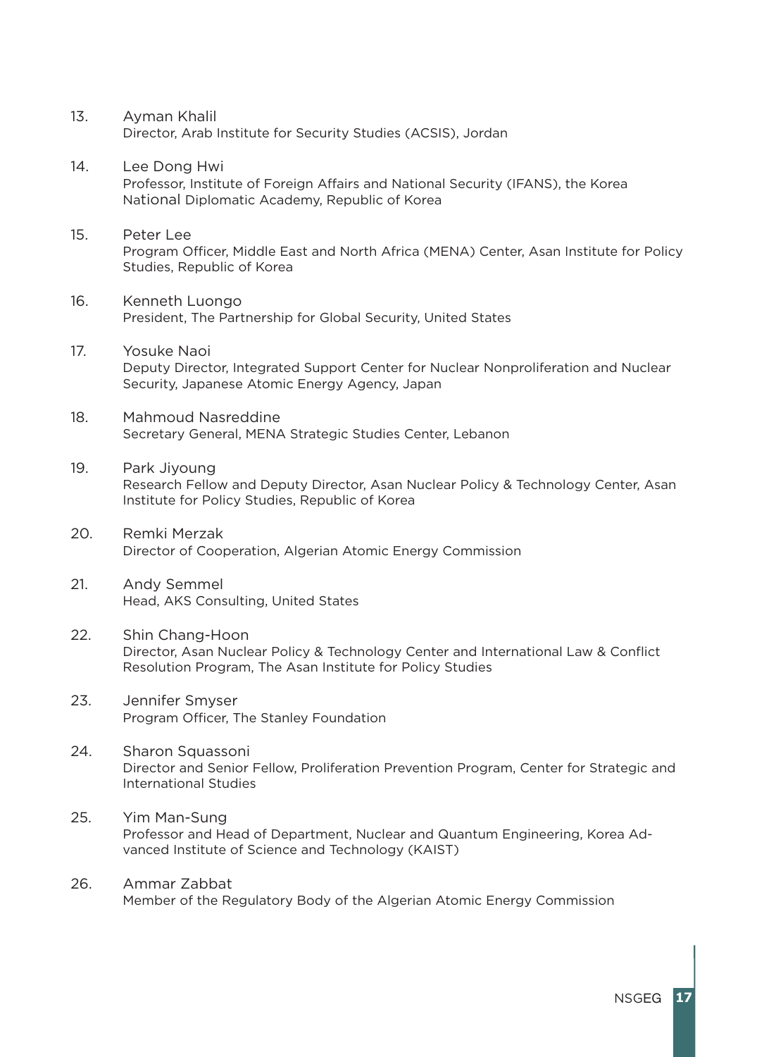13. Ayman Khalil
    Director, Arab Institute for Security Studies (ACSIS), Jordan

14. Lee Dong Hwi
    Professor, Institute of Foreign Affairs and National Security (IFANS), the Korea National Diplomatic Academy, Republic of Korea

15. Peter Lee
    Program Officer, Middle East and North Africa (MENA) Center, Asan Institute for Policy Studies, Republic of Korea

16. Kenneth Luongo
    President, The Partnership for Global Security, United States

17. Yosuke Naoi
    Deputy Director, Integrated Support Center for Nuclear Nonproliferation and Nuclear Security, Japanese Atomic Energy Agency, Japan

18. Mahmoud Nasreddine
    Secretary General, MENA Strategic Studies Center, Lebanon

19. Park Jiyoung
    Research Fellow and Deputy Director, Asan Nuclear Policy & Technology Center, Asan Institute for Policy Studies, Republic of Korea

20. Remki Merzak
    Director of Cooperation, Algerian Atomic Energy Commission

21. Andy Semmel
    Head, AKS Consulting, United States

22. Shin Chang-Hoon
    Director, Asan Nuclear Policy & Technology Center and International Law & Conflict Resolution Program, The Asan Institute for Policy Studies

23. Jennifer Smyser
    Program Officer, The Stanley Foundation

24. Sharon Squassoni
    Director and Senior Fellow, Proliferation Prevention Program, Center for Strategic and International Studies

25. Yim Man-Sung
    Professor and Head of Department, Nuclear and Quantum Engineering, Korea Advanced Institute of Science and Technology (KAIST)

26. Ammar Zabbat
    Member of the Regulatory Body of the Algerian Atomic Energy Commission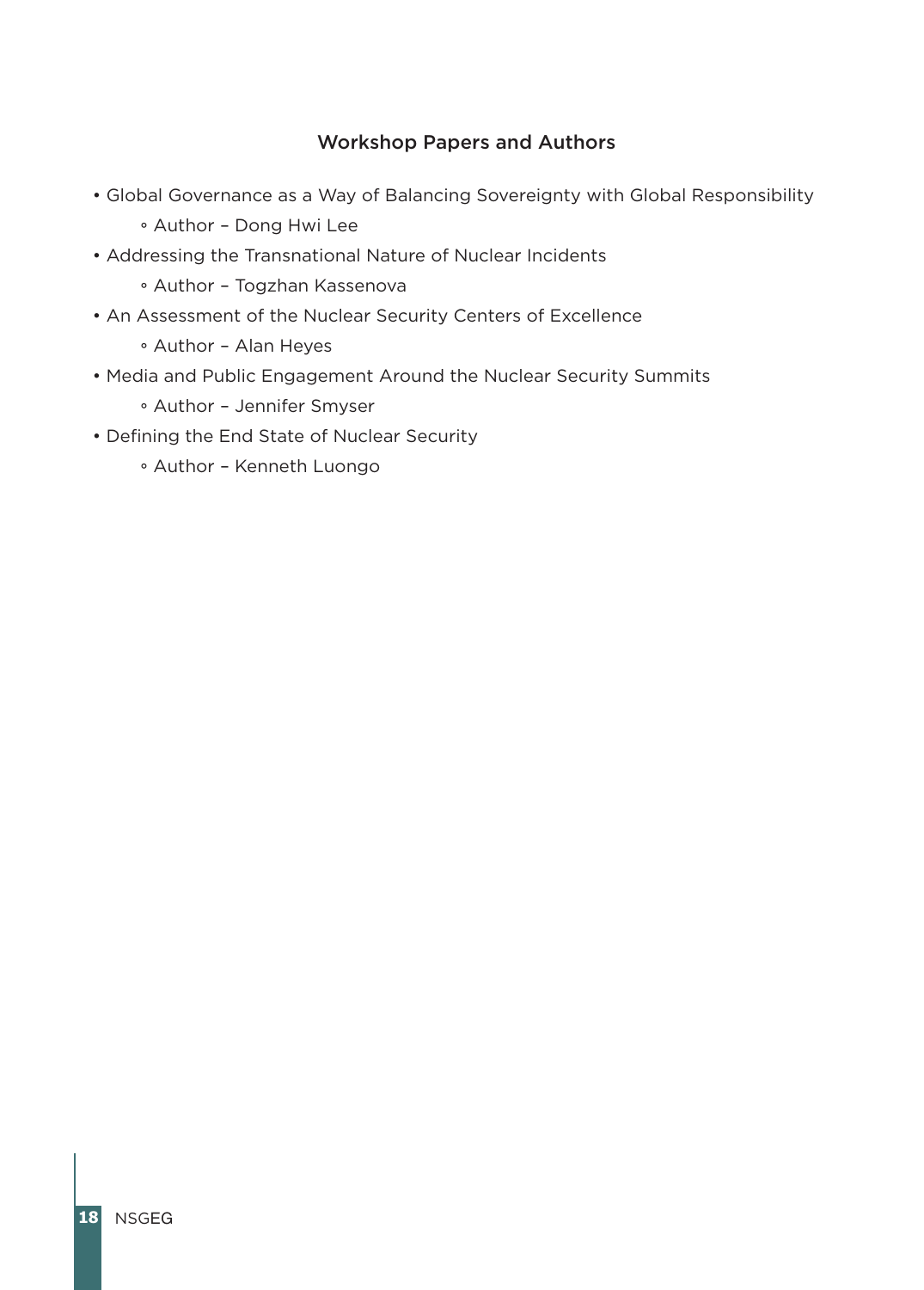## Workshop Papers and Authors

- Global Governance as a Way of Balancing Sovereignty with Global Responsibility
  - Author – Dong Hwi Lee
- Addressing the Transnational Nature of Nuclear Incidents
  - Author – Togzhan Kassenova
- An Assessment of the Nuclear Security Centers of Excellence
  - Author – Alan Heyes
- Media and Public Engagement Around the Nuclear Security Summits
  - Author – Jennifer Smyser
- Defining the End State of Nuclear Security
  - Author – Kenneth Luongo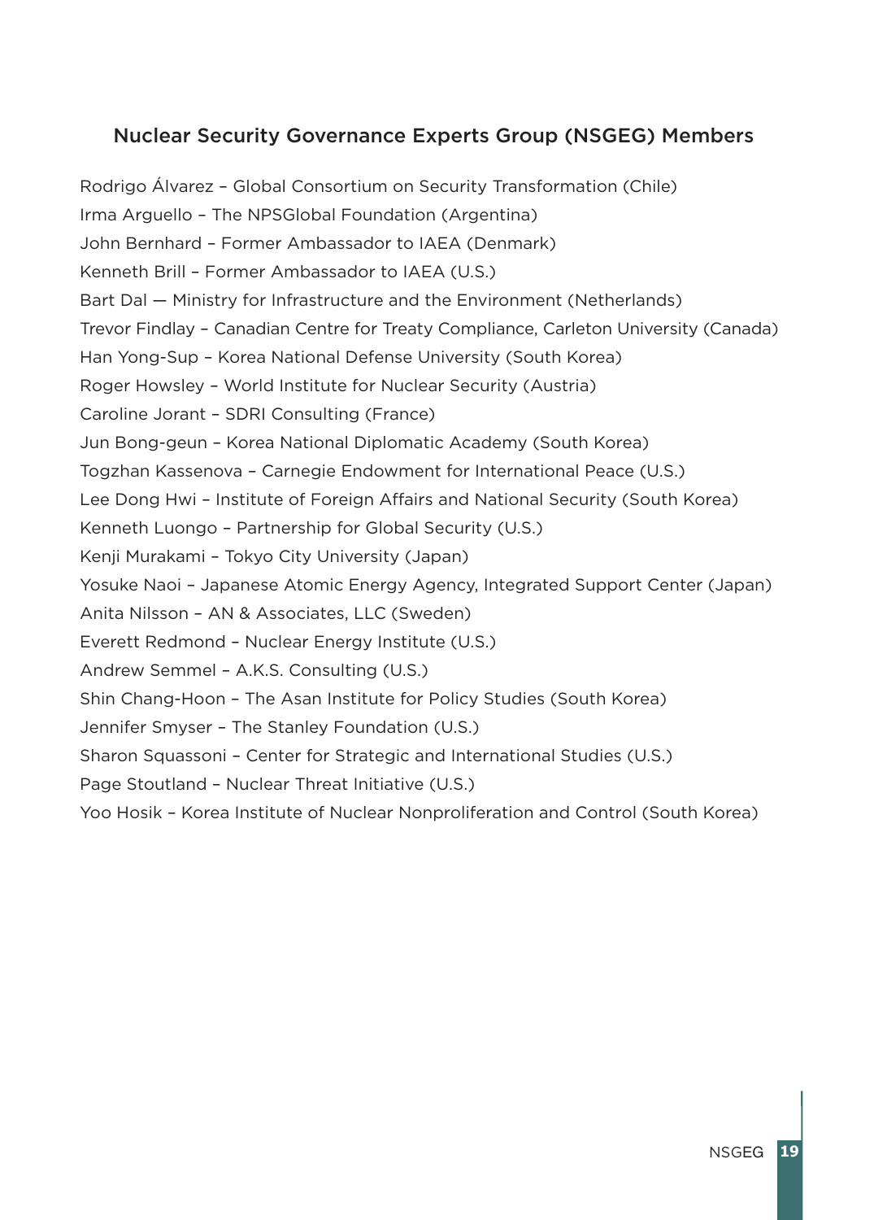## Nuclear Security Governance Experts Group (NSGEG) Members

Rodrigo Álvarez – Global Consortium on Security Transformation (Chile)  
Irma Arguello – The NPSGlobal Foundation (Argentina)  
John Bernhard – Former Ambassador to IAEA (Denmark)  
Kenneth Brill – Former Ambassador to IAEA (U.S.)  
Bart Dal — Ministry for Infrastructure and the Environment (Netherlands)  
Trevor Findlay – Canadian Centre for Treaty Compliance, Carleton University (Canada)  
Han Yong-Sup – Korea National Defense University (South Korea)  
Roger Howsley – World Institute for Nuclear Security (Austria)  
Caroline Jorant – SDRI Consulting (France)  
Jun Bong-geun – Korea National Diplomatic Academy (South Korea)  
Togzhan Kassenova – Carnegie Endowment for International Peace (U.S.)  
Lee Dong Hwi – Institute of Foreign Affairs and National Security (South Korea)  
Kenneth Luongo – Partnership for Global Security (U.S.)  
Kenji Murakami – Tokyo City University (Japan)  
Yosuke Naoi – Japanese Atomic Energy Agency, Integrated Support Center (Japan)  
Anita Nilsson – AN & Associates, LLC (Sweden)  
Everett Redmond – Nuclear Energy Institute (U.S.)  
Andrew Semmel – A.K.S. Consulting (U.S.)  
Shin Chang-Hoon – The Asan Institute for Policy Studies (South Korea)  
Jennifer Smyser – The Stanley Foundation (U.S.)  
Sharon Squassoni – Center for Strategic and International Studies (U.S.)  
Page Stoutland – Nuclear Threat Initiative (U.S.)  
Yoo Hosik – Korea Institute of Nuclear Nonproliferation and Control (South Korea)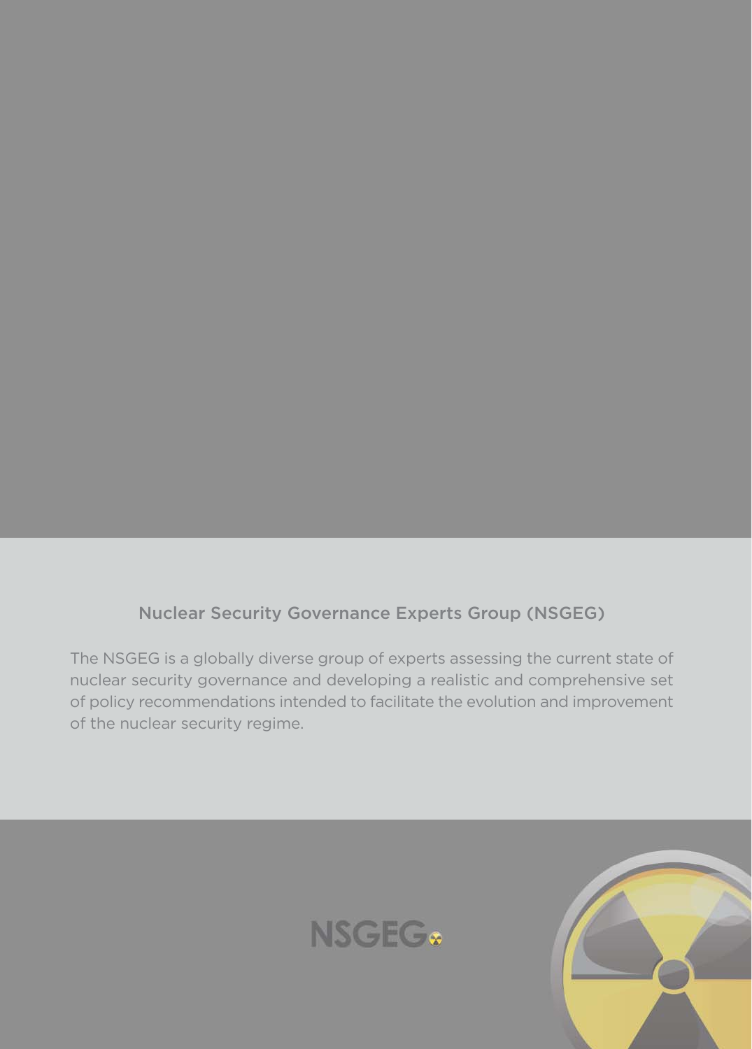## Nuclear Security Governance Experts Group (NSGEG)

The NSGEG is a globally diverse group of experts assessing the current state of nuclear security governance and developing a realistic and comprehensive set of policy recommendations intended to facilitate the evolution and improvement of the nuclear security regime.

NSGEG